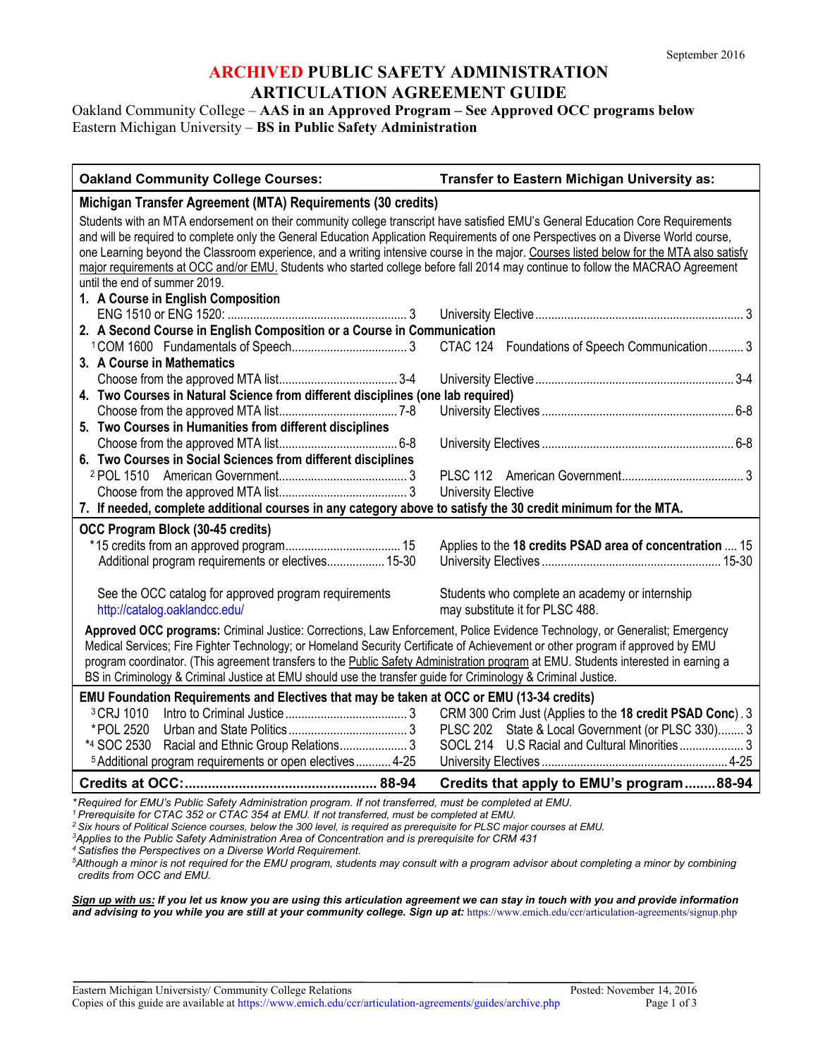September 2016

# ARCHIVED PUBLIC SAFETY ADMINISTRATION ARTICULATION AGREEMENT GUIDE

Oakland Community College – **AAS in an Approved Program – See Approved OCC programs below**
Eastern Michigan University – **BS in Public Safety Administration**

| Oakland Community College Courses: | Transfer to Eastern Michigan University as: |
|---|---|
| **Michigan Transfer Agreement (MTA) Requirements (30 credits)** | |
| Students with an MTA endorsement on their community college transcript have satisfied EMU's General Education Core Requirements and will be required to complete only the General Education Application Requirements of one Perspectives on a Diverse World course, one Learning beyond the Classroom experience, and a writing intensive course in the major. Courses listed below for the MTA also satisfy major requirements at OCC and/or EMU. Students who started college before fall 2014 may continue to follow the MACRAO Agreement until the end of summer 2019. | |
| **1. A Course in English Composition** | |
| ENG 1510 or ENG 1520: 3 | University Elective 3 |
| **2. A Second Course in English Composition or a Course in Communication** | |
| [1]COM 1600 Fundamentals of Speech 3 | CTAC 124 Foundations of Speech Communication 3 |
| **3. A Course in Mathematics** | |
| Choose from the approved MTA list 3-4 | University Elective 3-4 |
| **4. Two Courses in Natural Science from different disciplines (one lab required)** | |
| Choose from the approved MTA list 7-8 | University Electives 6-8 |
| **5. Two Courses in Humanities from different disciplines** | |
| Choose from the approved MTA list 6-8 | University Electives 6-8 |
| **6. Two Courses in Social Sciences from different disciplines** | |
| [2]POL 1510 American Government 3 | PLSC 112 American Government 3 |
| Choose from the approved MTA list 3 | University Elective |
| **7. If needed, complete additional courses in any category above to satisfy the 30 credit minimum for the MTA.** | |
| **OCC Program Block (30-45 credits)** | |
| *15 credits from an approved program 15 | Applies to the **18 credits PSAD area of concentration** 15 |
| Additional program requirements or electives 15-30 | University Electives 15-30 |
| See the OCC catalog for approved program requirements http://catalog.oaklandcc.edu/ | Students who complete an academy or internship may substitute it for PLSC 488. |
| **Approved OCC programs:** Criminal Justice: Corrections, Law Enforcement, Police Evidence Technology, or Generalist; Emergency Medical Services; Fire Fighter Technology; or Homeland Security Certificate of Achievement or other program if approved by EMU program coordinator. (This agreement transfers to the Public Safety Administration program at EMU. Students interested in earning a BS in Criminology & Criminal Justice at EMU should use the transfer guide for Criminology & Criminal Justice. | |
| **EMU Foundation Requirements and Electives that may be taken at OCC or EMU (13-34 credits)** | |
| [3]CRJ 1010 Intro to Criminal Justice 3 | CRM 300 Crim Just (Applies to the **18 credit PSAD Conc**) 3 |
| *POL 2520 Urban and State Politics 3 | PLSC 202 State & Local Government (or PLSC 330) 3 |
| *[4]SOC 2530 Racial and Ethnic Group Relations 3 | SOCL 214 U.S Racial and Cultural Minorities 3 |
| [5]Additional program requirements or open electives 4-25 | University Electives 4-25 |
| **Credits at OCC: 88-94** | **Credits that apply to EMU's program 88-94** |

*\*Required for EMU's Public Safety Administration program. If not transferred, must be completed at EMU.*
*[1] Prerequisite for CTAC 352 or CTAC 354 at EMU. If not transferred, must be completed at EMU.*
*[2] Six hours of Political Science courses, below the 300 level, is required as prerequisite for PLSC major courses at EMU.*
*[3] Applies to the Public Safety Administration Area of Concentration and is prerequisite for CRM 431*
*[4] Satisfies the Perspectives on a Diverse World Requirement.*
*[5] Although a minor is not required for the EMU program, students may consult with a program advisor about completing a minor by combining credits from OCC and EMU.*

***Sign up with us:** If you let us know you are using this articulation agreement we can stay in touch with you and provide information and advising to you while you are still at your community college. Sign up at:* https://www.emich.edu/ccr/articulation-agreements/signup.php

Eastern Michigan University/ Community College Relations — Posted: November 14, 2016
Copies of this guide are available at https://www.emich.edu/ccr/articulation-agreements/guides/archive.php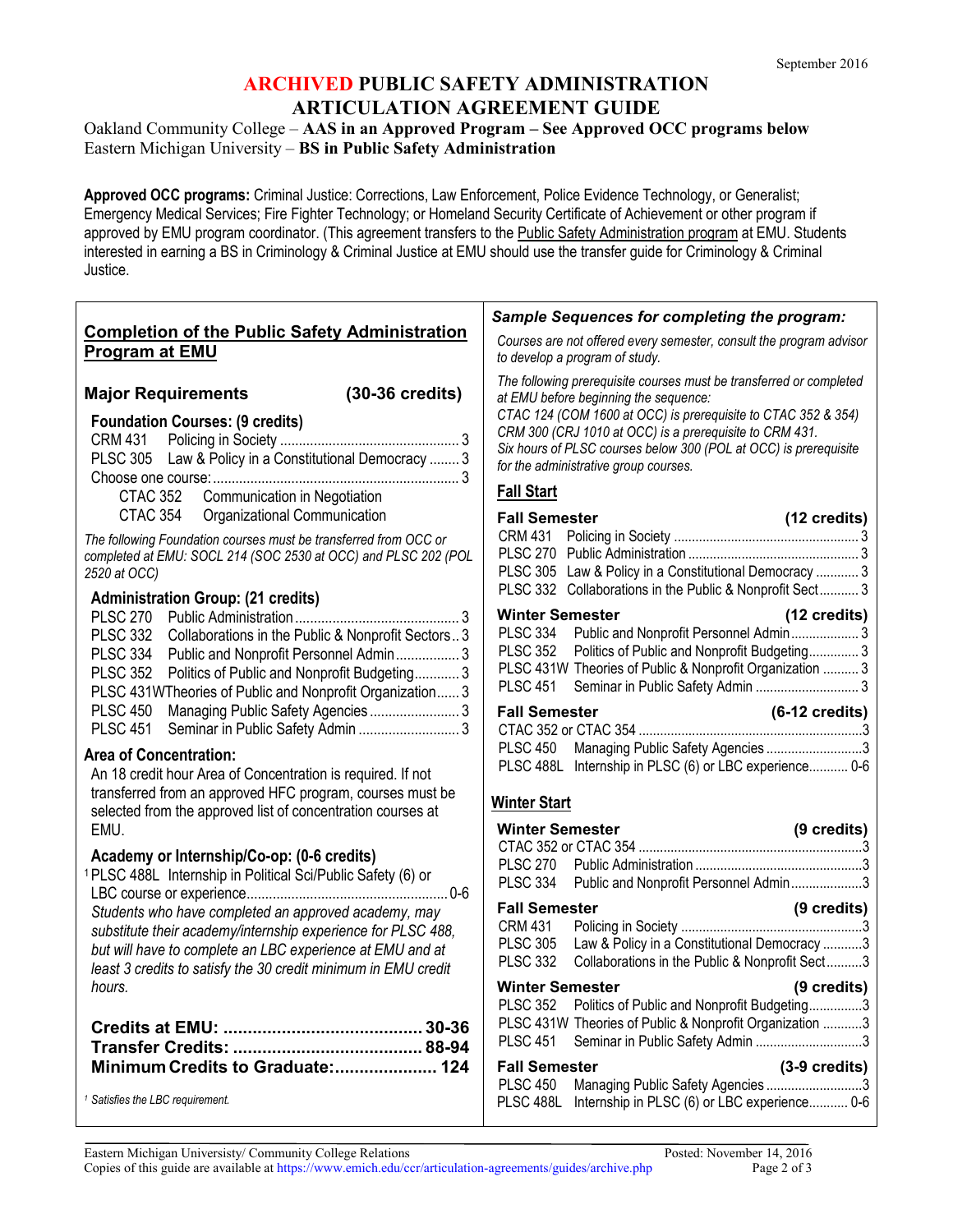September 2016

# ARCHIVED PUBLIC SAFETY ADMINISTRATION ARTICULATION AGREEMENT GUIDE

Oakland Community College – **AAS in an Approved Program – See Approved OCC programs below**
Eastern Michigan University – **BS in Public Safety Administration**

**Approved OCC programs:** Criminal Justice: Corrections, Law Enforcement, Police Evidence Technology, or Generalist; Emergency Medical Services; Fire Fighter Technology; or Homeland Security Certificate of Achievement or other program if approved by EMU program coordinator. (This agreement transfers to the Public Safety Administration program at EMU. Students interested in earning a BS in Criminology & Criminal Justice at EMU should use the transfer guide for Criminology & Criminal Justice.

## Completion of the Public Safety Administration Program at EMU

### Major Requirements (30-36 credits)

**Foundation Courses: (9 credits)**

| | | |
|---|---|---|
| CRM 431 | Policing in Society | 3 |
| PLSC 305 | Law & Policy in a Constitutional Democracy | 3 |
| Choose one course: | | 3 |
| CTAC 352 | Communication in Negotiation | |
| CTAC 354 | Organizational Communication | |

*The following Foundation courses must be transferred from OCC or completed at EMU: SOCL 214 (SOC 2530 at OCC) and PLSC 202 (POL 2520 at OCC)*

**Administration Group: (21 credits)**

| | | |
|---|---|---|
| PLSC 270 | Public Administration | 3 |
| PLSC 332 | Collaborations in the Public & Nonprofit Sectors | 3 |
| PLSC 334 | Public and Nonprofit Personnel Admin | 3 |
| PLSC 352 | Politics of Public and Nonprofit Budgeting | 3 |
| PLSC 431W | Theories of Public and Nonprofit Organization | 3 |
| PLSC 450 | Managing Public Safety Agencies | 3 |
| PLSC 451 | Seminar in Public Safety Admin | 3 |

**Area of Concentration:**

An 18 credit hour Area of Concentration is required. If not transferred from an approved HFC program, courses must be selected from the approved list of concentration courses at EMU.

**Academy or Internship/Co-op: (0-6 credits)**

[1] PLSC 488L Internship in Political Sci/Public Safety (6) or LBC course or experience ........ 0-6

*Students who have completed an approved academy, may substitute their academy/internship experience for PLSC 488, but will have to complete an LBC experience at EMU and at least 3 credits to satisfy the 30 credit minimum in EMU credit hours.*

| | |
|---|---|
| **Credits at EMU:** | **30-36** |
| **Transfer Credits:** | **88-94** |
| **Minimum Credits to Graduate:** | **124** |

[1] *Satisfies the LBC requirement.*

### *Sample Sequences for completing the program:*

*Courses are not offered every semester, consult the program advisor to develop a program of study.*

*The following prerequisite courses must be transferred or completed at EMU before beginning the sequence:*
*CTAC 124 (COM 1600 at OCC) is prerequisite to CTAC 352 & 354)*
*CRM 300 (CRJ 1010 at OCC) is a prerequisite to CRM 431.*
*Six hours of PLSC courses below 300 (POL at OCC) is prerequisite for the administrative group courses.*

#### Fall Start

**Fall Semester (12 credits)**

| | | |
|---|---|---|
| CRM 431 | Policing in Society | 3 |
| PLSC 270 | Public Administration | 3 |
| PLSC 305 | Law & Policy in a Constitutional Democracy | 3 |
| PLSC 332 | Collaborations in the Public & Nonprofit Sect | 3 |

**Winter Semester (12 credits)**

| | | |
|---|---|---|
| PLSC 334 | Public and Nonprofit Personnel Admin | 3 |
| PLSC 352 | Politics of Public and Nonprofit Budgeting | 3 |
| PLSC 431W | Theories of Public & Nonprofit Organization | 3 |
| PLSC 451 | Seminar in Public Safety Admin | 3 |

**Fall Semester (6-12 credits)**

| | | |
|---|---|---|
| CTAC 352 or CTAC 354 | | 3 |
| PLSC 450 | Managing Public Safety Agencies | 3 |
| PLSC 488L | Internship in PLSC (6) or LBC experience | 0-6 |

#### Winter Start

**Winter Semester (9 credits)**

| | | |
|---|---|---|
| CTAC 352 or CTAC 354 | | 3 |
| PLSC 270 | Public Administration | 3 |
| PLSC 334 | Public and Nonprofit Personnel Admin | 3 |

**Fall Semester (9 credits)**

| | | |
|---|---|---|
| CRM 431 | Policing in Society | 3 |
| PLSC 305 | Law & Policy in a Constitutional Democracy | 3 |
| PLSC 332 | Collaborations in the Public & Nonprofit Sect | 3 |

**Winter Semester (9 credits)**

| | | |
|---|---|---|
| PLSC 352 | Politics of Public and Nonprofit Budgeting | 3 |
| PLSC 431W | Theories of Public & Nonprofit Organization | 3 |
| PLSC 451 | Seminar in Public Safety Admin | 3 |

**Fall Semester (3-9 credits)**

| | | |
|---|---|---|
| PLSC 450 | Managing Public Safety Agencies | 3 |
| PLSC 488L | Internship in PLSC (6) or LBC experience | 0-6 |

Eastern Michigan University/ Community College Relations — Posted: November 14, 2016
Copies of this guide are available at https://www.emich.edu/ccr/articulation-agreements/guides/archive.php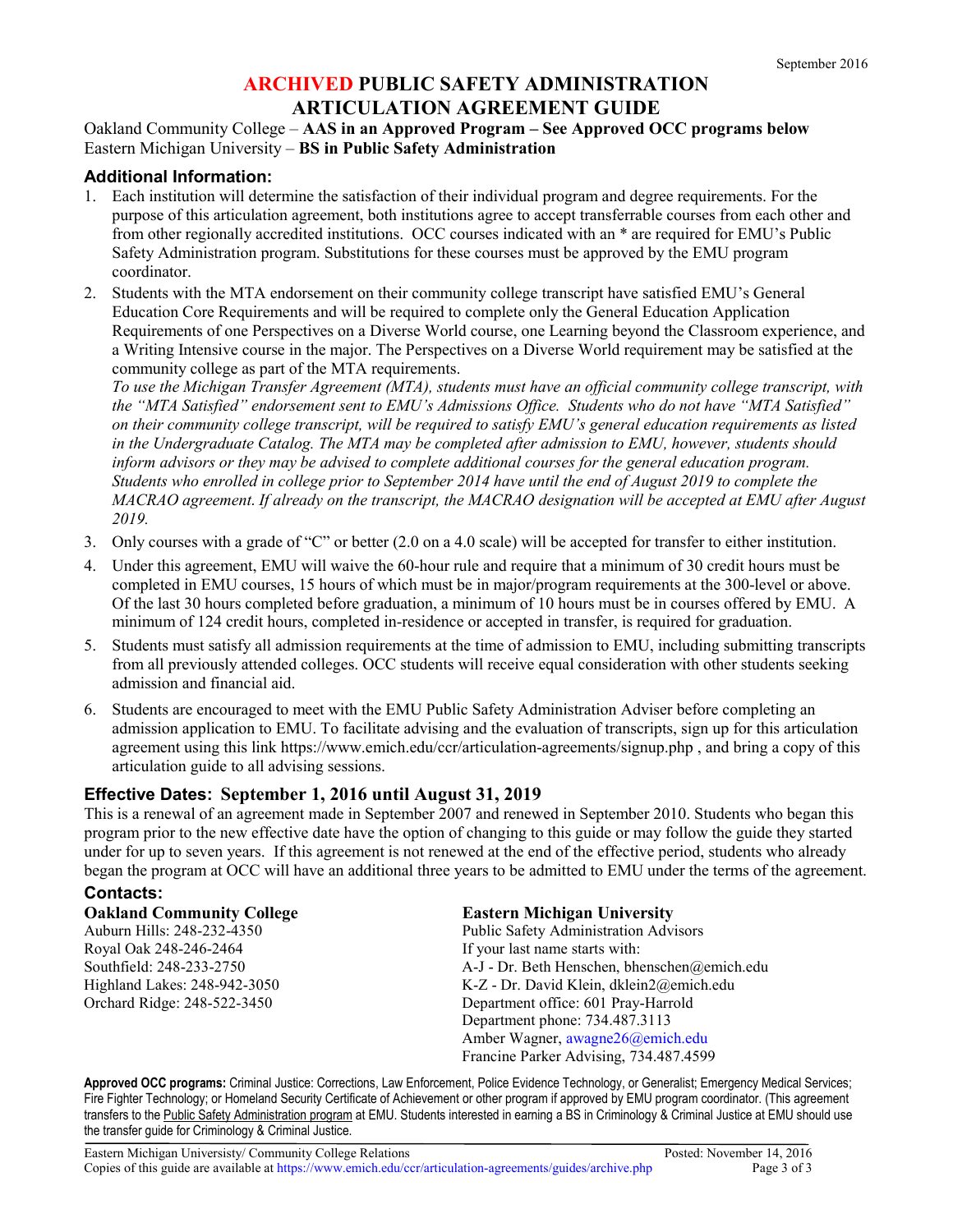September 2016

# ARCHIVED PUBLIC SAFETY ADMINISTRATION ARTICULATION AGREEMENT GUIDE

Oakland Community College – **AAS in an Approved Program – See Approved OCC programs below**
Eastern Michigan University – **BS in Public Safety Administration**

## Additional Information:

1. Each institution will determine the satisfaction of their individual program and degree requirements. For the purpose of this articulation agreement, both institutions agree to accept transferrable courses from each other and from other regionally accredited institutions. OCC courses indicated with an * are required for EMU's Public Safety Administration program. Substitutions for these courses must be approved by the EMU program coordinator.
2. Students with the MTA endorsement on their community college transcript have satisfied EMU's General Education Core Requirements and will be required to complete only the General Education Application Requirements of one Perspectives on a Diverse World course, one Learning beyond the Classroom experience, and a Writing Intensive course in the major. The Perspectives on a Diverse World requirement may be satisfied at the community college as part of the MTA requirements.
   *To use the Michigan Transfer Agreement (MTA), students must have an official community college transcript, with the "MTA Satisfied" endorsement sent to EMU's Admissions Office. Students who do not have "MTA Satisfied" on their community college transcript, will be required to satisfy EMU's general education requirements as listed in the Undergraduate Catalog. The MTA may be completed after admission to EMU, however, students should inform advisors or they may be advised to complete additional courses for the general education program. Students who enrolled in college prior to September 2014 have until the end of August 2019 to complete the MACRAO agreement. If already on the transcript, the MACRAO designation will be accepted at EMU after August 2019.*
3. Only courses with a grade of "C" or better (2.0 on a 4.0 scale) will be accepted for transfer to either institution.
4. Under this agreement, EMU will waive the 60-hour rule and require that a minimum of 30 credit hours must be completed in EMU courses, 15 hours of which must be in major/program requirements at the 300-level or above. Of the last 30 hours completed before graduation, a minimum of 10 hours must be in courses offered by EMU. A minimum of 124 credit hours, completed in-residence or accepted in transfer, is required for graduation.
5. Students must satisfy all admission requirements at the time of admission to EMU, including submitting transcripts from all previously attended colleges. OCC students will receive equal consideration with other students seeking admission and financial aid.
6. Students are encouraged to meet with the EMU Public Safety Administration Adviser before completing an admission application to EMU. To facilitate advising and the evaluation of transcripts, sign up for this articulation agreement using this link https://www.emich.edu/ccr/articulation-agreements/signup.php , and bring a copy of this articulation guide to all advising sessions.

## Effective Dates: September 1, 2016 until August 31, 2019

This is a renewal of an agreement made in September 2007 and renewed in September 2010. Students who began this program prior to the new effective date have the option of changing to this guide or may follow the guide they started under for up to seven years. If this agreement is not renewed at the end of the effective period, students who already began the program at OCC will have an additional three years to be admitted to EMU under the terms of the agreement.

## Contacts:

**Oakland Community College**
Auburn Hills: 248-232-4350
Royal Oak 248-246-2464
Southfield: 248-233-2750
Highland Lakes: 248-942-3050
Orchard Ridge: 248-522-3450

**Eastern Michigan University**
Public Safety Administration Advisors
If your last name starts with:
A-J - Dr. Beth Henschen, bhenschen@emich.edu
K-Z - Dr. David Klein, dklein2@emich.edu
Department office: 601 Pray-Harrold
Department phone: 734.487.3113
Amber Wagner, awagne26@emich.edu
Francine Parker Advising, 734.487.4599

**Approved OCC programs:** Criminal Justice: Corrections, Law Enforcement, Police Evidence Technology, or Generalist; Emergency Medical Services; Fire Fighter Technology; or Homeland Security Certificate of Achievement or other program if approved by EMU program coordinator. (This agreement transfers to the Public Safety Administration program at EMU. Students interested in earning a BS in Criminology & Criminal Justice at EMU should use the transfer guide for Criminology & Criminal Justice.

Eastern Michigan University/ Community College Relations — Posted: November 14, 2016
Copies of this guide are available at https://www.emich.edu/ccr/articulation-agreements/guides/archive.php